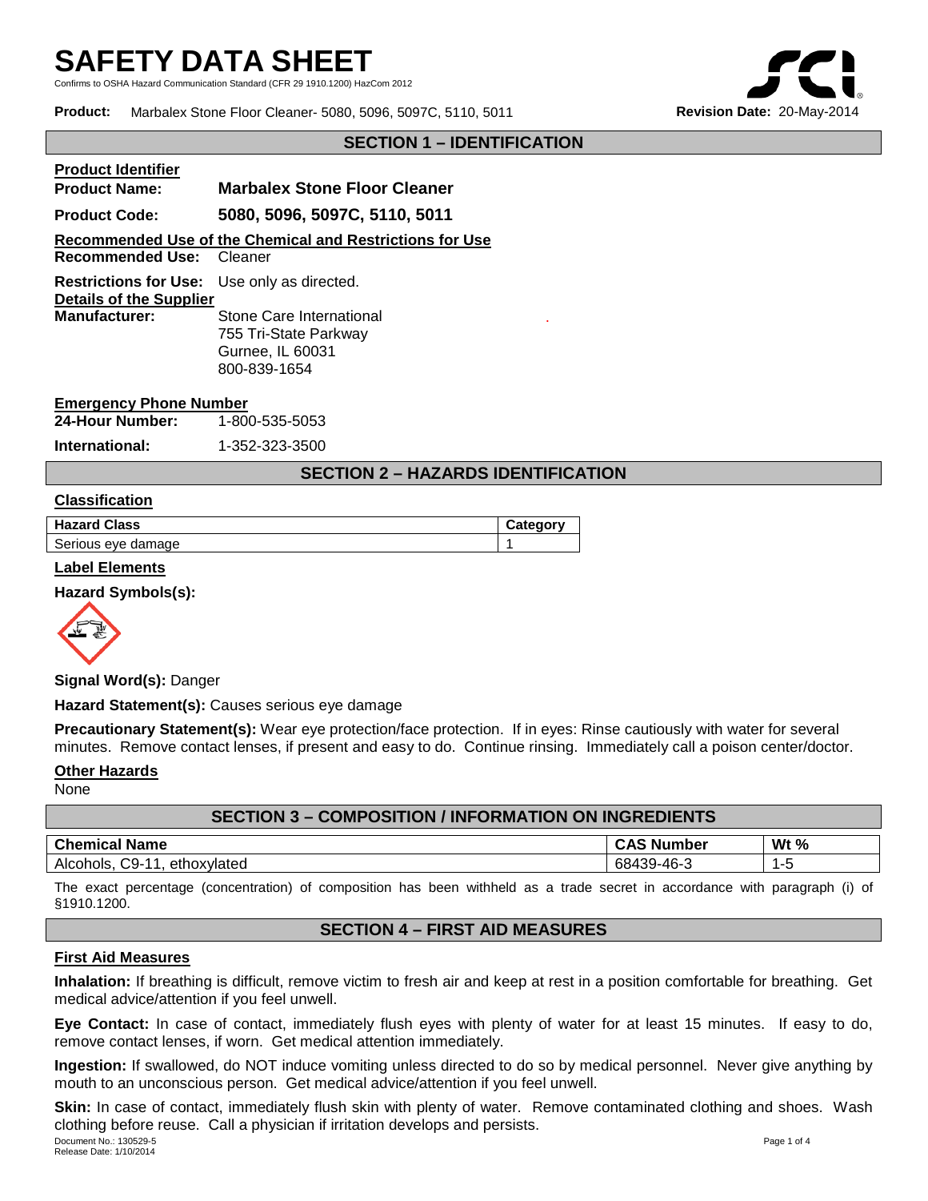# SAFETY DATA SHEET

Confirms to OSHA Hazard Communication Standard (CFR 29 1910.1200) HazCom 2012

**Product:** Marbalex Stone Floor Cleaner- 5080, 5096, 5097C, 5110, 5011 **Revision Date:** 20-May-2014

## SECTION 1 – IDENTIFICATION

**Product Identifier**

**Product Name:** **Marbalex Stone Floor Cleaner**

**Product Code:** **5080, 5096, 5097C, 5110, 5011**

**Recommended Use of the Chemical and Restrictions for Use**

**Recommended Use:** Cleaner

**Restrictions for Use:** Use only as directed.

**Details of the Supplier**

**Manufacturer:** Stone Care International
755 Tri-State Parkway
Gurnee, IL 60031
800-839-1654

**Emergency Phone Number**

**24-Hour Number:** 1-800-535-5053

**International:** 1-352-323-3500

## SECTION 2 – HAZARDS IDENTIFICATION

**Classification**

| Hazard Class | Category |
|---|---|
| Serious eye damage | 1 |

**Label Elements**

**Hazard Symbols(s):**

**Signal Word(s):** Danger

**Hazard Statement(s):** Causes serious eye damage

**Precautionary Statement(s):** Wear eye protection/face protection. If in eyes: Rinse cautiously with water for several minutes. Remove contact lenses, if present and easy to do. Continue rinsing. Immediately call a poison center/doctor.

**Other Hazards**

None

## SECTION 3 – COMPOSITION / INFORMATION ON INGREDIENTS

| Chemical Name | CAS Number | Wt % |
|---|---|---|
| Alcohols, C9-11, ethoxylated | 68439-46-3 | 1-5 |

The exact percentage (concentration) of composition has been withheld as a trade secret in accordance with paragraph (i) of §1910.1200.

## SECTION 4 – FIRST AID MEASURES

**First Aid Measures**

**Inhalation:** If breathing is difficult, remove victim to fresh air and keep at rest in a position comfortable for breathing. Get medical advice/attention if you feel unwell.

**Eye Contact:** In case of contact, immediately flush eyes with plenty of water for at least 15 minutes. If easy to do, remove contact lenses, if worn. Get medical attention immediately.

**Ingestion:** If swallowed, do NOT induce vomiting unless directed to do so by medical personnel. Never give anything by mouth to an unconscious person. Get medical advice/attention if you feel unwell.

**Skin:** In case of contact, immediately flush skin with plenty of water. Remove contaminated clothing and shoes. Wash clothing before reuse. Call a physician if irritation develops and persists.

Document No.: 130529-5
Release Date: 1/10/2014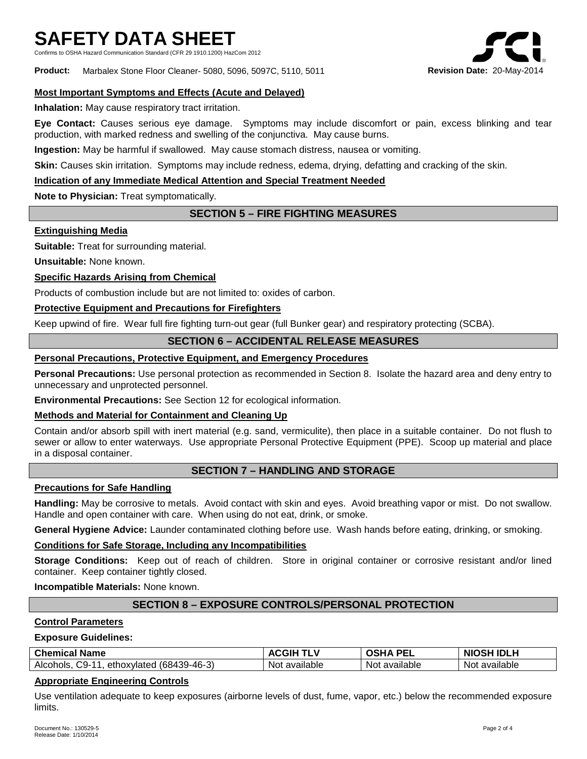#### Most Important Symptoms and Effects (Acute and Delayed)

**Inhalation:** May cause respiratory tract irritation.

**Eye Contact:** Causes serious eye damage. Symptoms may include discomfort or pain, excess blinking and tear production, with marked redness and swelling of the conjunctiva. May cause burns.

**Ingestion:** May be harmful if swallowed. May cause stomach distress, nausea or vomiting.

**Skin:** Causes skin irritation. Symptoms may include redness, edema, drying, defatting and cracking of the skin.

#### Indication of any Immediate Medical Attention and Special Treatment Needed

**Note to Physician:** Treat symptomatically.

## SECTION 5 – FIRE FIGHTING MEASURES

#### Extinguishing Media

**Suitable:** Treat for surrounding material.

**Unsuitable:** None known.

#### Specific Hazards Arising from Chemical

Products of combustion include but are not limited to: oxides of carbon.

#### Protective Equipment and Precautions for Firefighters

Keep upwind of fire. Wear full fire fighting turn-out gear (full Bunker gear) and respiratory protecting (SCBA).

## SECTION 6 – ACCIDENTAL RELEASE MEASURES

#### Personal Precautions, Protective Equipment, and Emergency Procedures

**Personal Precautions:** Use personal protection as recommended in Section 8. Isolate the hazard area and deny entry to unnecessary and unprotected personnel.

**Environmental Precautions:** See Section 12 for ecological information.

#### Methods and Material for Containment and Cleaning Up

Contain and/or absorb spill with inert material (e.g. sand, vermiculite), then place in a suitable container. Do not flush to sewer or allow to enter waterways. Use appropriate Personal Protective Equipment (PPE). Scoop up material and place in a disposal container.

## SECTION 7 – HANDLING AND STORAGE

#### Precautions for Safe Handling

**Handling:** May be corrosive to metals. Avoid contact with skin and eyes. Avoid breathing vapor or mist. Do not swallow. Handle and open container with care. When using do not eat, drink, or smoke.

**General Hygiene Advice:** Launder contaminated clothing before use. Wash hands before eating, drinking, or smoking.

#### Conditions for Safe Storage, Including any Incompatibilities

**Storage Conditions:** Keep out of reach of children. Store in original container or corrosive resistant and/or lined container. Keep container tightly closed.

**Incompatible Materials:** None known.

## SECTION 8 – EXPOSURE CONTROLS/PERSONAL PROTECTION

#### Control Parameters

**Exposure Guidelines:**

| Chemical Name | ACGIH TLV | OSHA PEL | NIOSH IDLH |
|---|---|---|---|
| Alcohols, C9-11, ethoxylated (68439-46-3) | Not available | Not available | Not available |

#### Appropriate Engineering Controls

Use ventilation adequate to keep exposures (airborne levels of dust, fume, vapor, etc.) below the recommended exposure limits.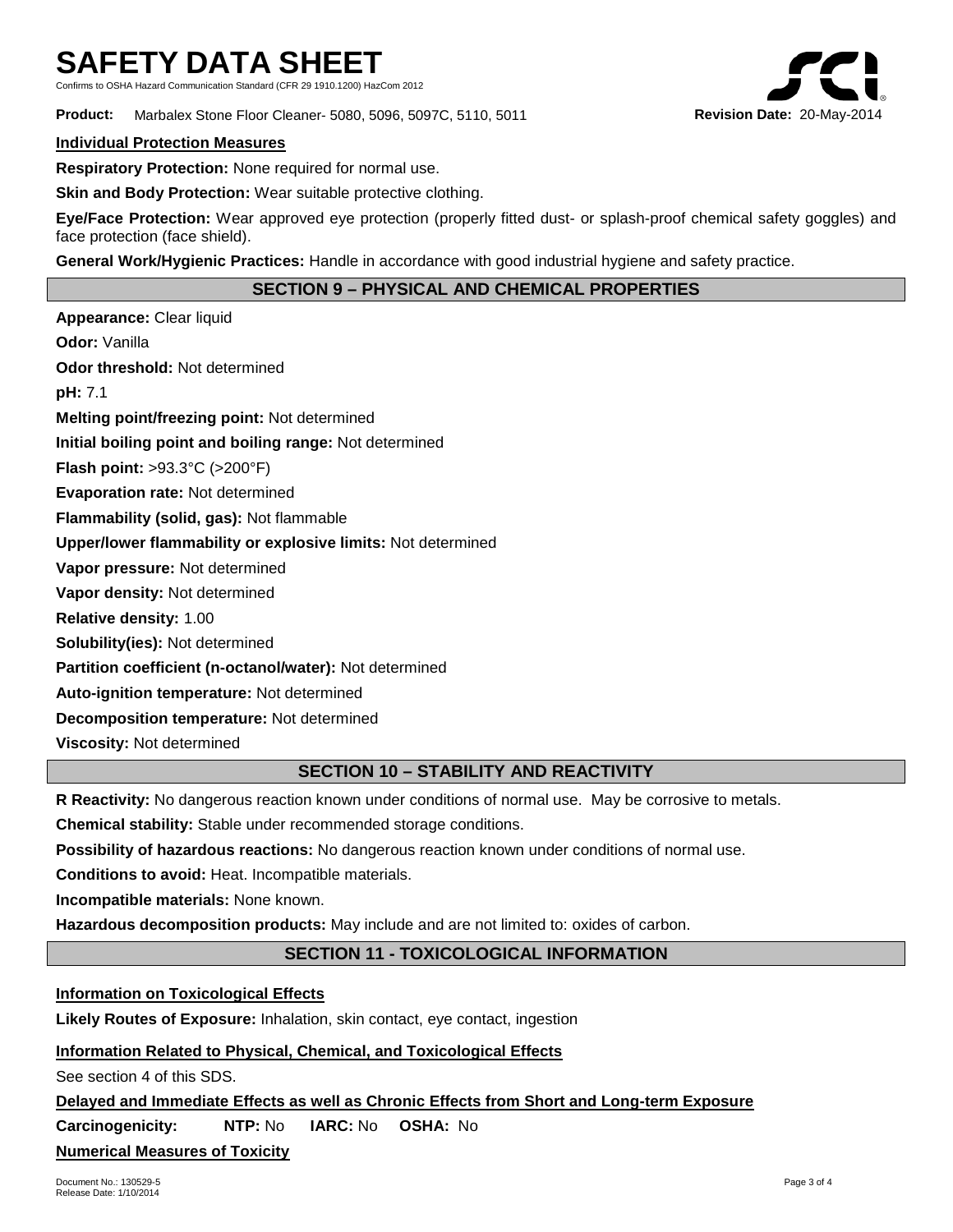**Individual Protection Measures**

**Respiratory Protection:** None required for normal use.

**Skin and Body Protection:** Wear suitable protective clothing.

**Eye/Face Protection:** Wear approved eye protection (properly fitted dust- or splash-proof chemical safety goggles) and face protection (face shield).

**General Work/Hygienic Practices:** Handle in accordance with good industrial hygiene and safety practice.

## SECTION 9 – PHYSICAL AND CHEMICAL PROPERTIES

**Appearance:** Clear liquid

**Odor:** Vanilla

**Odor threshold:** Not determined

**pH:** 7.1

**Melting point/freezing point:** Not determined

**Initial boiling point and boiling range:** Not determined

**Flash point:** >93.3°C (>200°F)

**Evaporation rate:** Not determined

**Flammability (solid, gas):** Not flammable

**Upper/lower flammability or explosive limits:** Not determined

**Vapor pressure:** Not determined

**Vapor density:** Not determined

**Relative density:** 1.00

**Solubility(ies):** Not determined

**Partition coefficient (n-octanol/water):** Not determined

**Auto-ignition temperature:** Not determined

**Decomposition temperature:** Not determined

**Viscosity:** Not determined

## SECTION 10 – STABILITY AND REACTIVITY

**R Reactivity:** No dangerous reaction known under conditions of normal use. May be corrosive to metals.

**Chemical stability:** Stable under recommended storage conditions.

**Possibility of hazardous reactions:** No dangerous reaction known under conditions of normal use.

**Conditions to avoid:** Heat. Incompatible materials.

**Incompatible materials:** None known.

**Hazardous decomposition products:** May include and are not limited to: oxides of carbon.

## SECTION 11 - TOXICOLOGICAL INFORMATION

**Information on Toxicological Effects**

**Likely Routes of Exposure:** Inhalation, skin contact, eye contact, ingestion

**Information Related to Physical, Chemical, and Toxicological Effects**

See section 4 of this SDS.

**Delayed and Immediate Effects as well as Chronic Effects from Short and Long-term Exposure**

**Carcinogenicity:** **NTP:** No **IARC:** No **OSHA:** No

**Numerical Measures of Toxicity**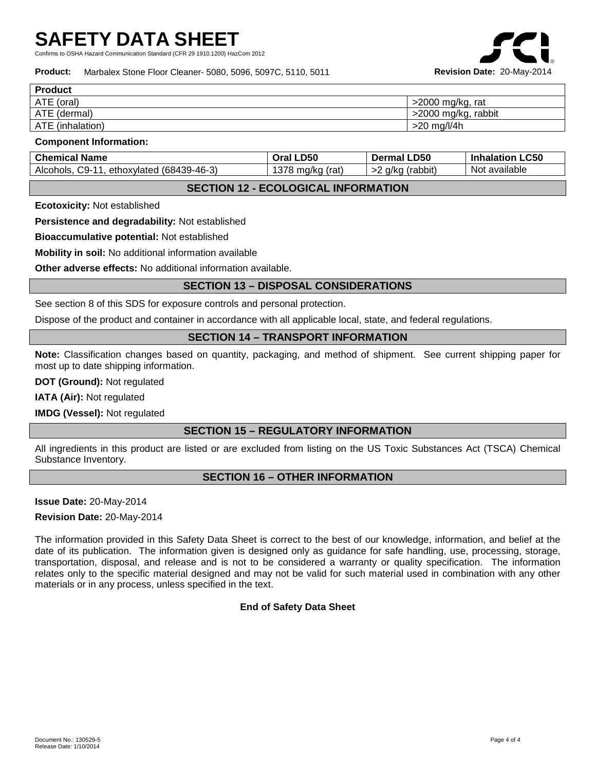| Product | |
|---|---|
| ATE (oral) | >2000 mg/kg, rat |
| ATE (dermal) | >2000 mg/kg, rabbit |
| ATE (inhalation) | >20 mg/l/4h |

**Component Information:**

| Chemical Name | Oral LD50 | Dermal LD50 | Inhalation LC50 |
|---|---|---|---|
| Alcohols, C9-11, ethoxylated (68439-46-3) | 1378 mg/kg (rat) | >2 g/kg (rabbit) | Not available |

## SECTION 12 - ECOLOGICAL INFORMATION

**Ecotoxicity:** Not established

**Persistence and degradability:** Not established

**Bioaccumulative potential:** Not established

**Mobility in soil:** No additional information available

**Other adverse effects:** No additional information available.

## SECTION 13 – DISPOSAL CONSIDERATIONS

See section 8 of this SDS for exposure controls and personal protection.

Dispose of the product and container in accordance with all applicable local, state, and federal regulations.

## SECTION 14 – TRANSPORT INFORMATION

**Note:** Classification changes based on quantity, packaging, and method of shipment. See current shipping paper for most up to date shipping information.

**DOT (Ground):** Not regulated

**IATA (Air):** Not regulated

**IMDG (Vessel):** Not regulated

## SECTION 15 – REGULATORY INFORMATION

All ingredients in this product are listed or are excluded from listing on the US Toxic Substances Act (TSCA) Chemical Substance Inventory.

## SECTION 16 – OTHER INFORMATION

**Issue Date:** 20-May-2014

**Revision Date:** 20-May-2014

The information provided in this Safety Data Sheet is correct to the best of our knowledge, information, and belief at the date of its publication. The information given is designed only as guidance for safe handling, use, processing, storage, transportation, disposal, and release and is not to be considered a warranty or quality specification. The information relates only to the specific material designed and may not be valid for such material used in combination with any other materials or in any process, unless specified in the text.

**End of Safety Data Sheet**